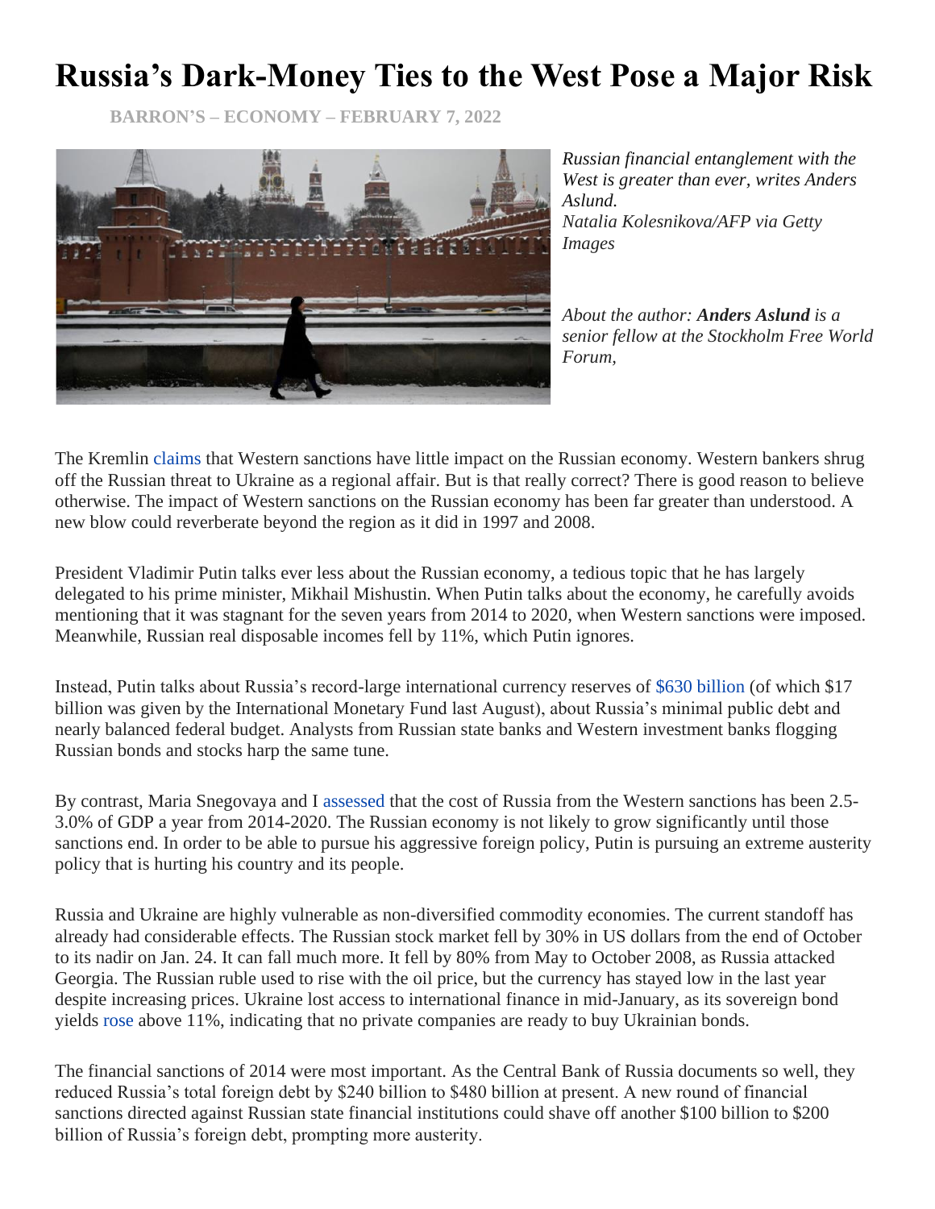# Russia's Dark-Money Ties to the West Pose a Major Risk

BARRON'S – ECONOMY – FEBRUARY 7, 2022

*Russian financial entanglement with the West is greater than ever, writes Anders Aslund.*
*Natalia Kolesnikova/AFP via Getty Images*

*About the author:* ***Anders Aslund*** *is a senior fellow at the Stockholm Free World Forum,*

The Kremlin claims that Western sanctions have little impact on the Russian economy. Western bankers shrug off the Russian threat to Ukraine as a regional affair. But is that really correct? There is good reason to believe otherwise. The impact of Western sanctions on the Russian economy has been far greater than understood. A new blow could reverberate beyond the region as it did in 1997 and 2008.

President Vladimir Putin talks ever less about the Russian economy, a tedious topic that he has largely delegated to his prime minister, Mikhail Mishustin. When Putin talks about the economy, he carefully avoids mentioning that it was stagnant for the seven years from 2014 to 2020, when Western sanctions were imposed. Meanwhile, Russian real disposable incomes fell by 11%, which Putin ignores.

Instead, Putin talks about Russia's record-large international currency reserves of $630 billion (of which $17 billion was given by the International Monetary Fund last August), about Russia's minimal public debt and nearly balanced federal budget. Analysts from Russian state banks and Western investment banks flogging Russian bonds and stocks harp the same tune.

By contrast, Maria Snegovaya and I assessed that the cost of Russia from the Western sanctions has been 2.5-3.0% of GDP a year from 2014-2020. The Russian economy is not likely to grow significantly until those sanctions end. In order to be able to pursue his aggressive foreign policy, Putin is pursuing an extreme austerity policy that is hurting his country and its people.

Russia and Ukraine are highly vulnerable as non-diversified commodity economies. The current standoff has already had considerable effects. The Russian stock market fell by 30% in US dollars from the end of October to its nadir on Jan. 24. It can fall much more. It fell by 80% from May to October 2008, as Russia attacked Georgia. The Russian ruble used to rise with the oil price, but the currency has stayed low in the last year despite increasing prices. Ukraine lost access to international finance in mid-January, as its sovereign bond yields rose above 11%, indicating that no private companies are ready to buy Ukrainian bonds.

The financial sanctions of 2014 were most important. As the Central Bank of Russia documents so well, they reduced Russia's total foreign debt by $240 billion to $480 billion at present. A new round of financial sanctions directed against Russian state financial institutions could shave off another $100 billion to $200 billion of Russia's foreign debt, prompting more austerity.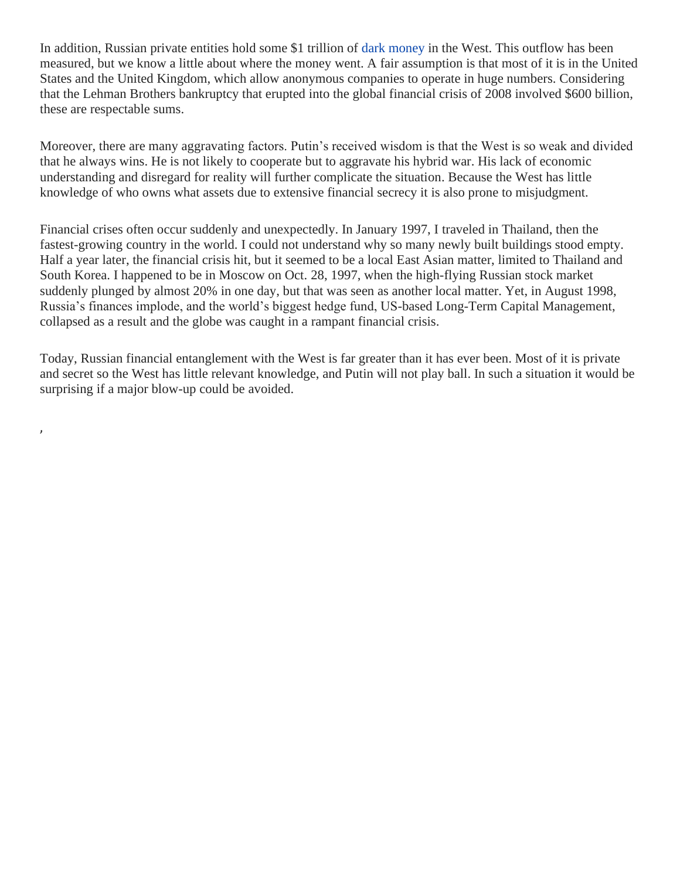In addition, Russian private entities hold some $1 trillion of dark money in the West. This outflow has been measured, but we know a little about where the money went. A fair assumption is that most of it is in the United States and the United Kingdom, which allow anonymous companies to operate in huge numbers. Considering that the Lehman Brothers bankruptcy that erupted into the global financial crisis of 2008 involved $600 billion, these are respectable sums.

Moreover, there are many aggravating factors. Putin's received wisdom is that the West is so weak and divided that he always wins. He is not likely to cooperate but to aggravate his hybrid war. His lack of economic understanding and disregard for reality will further complicate the situation. Because the West has little knowledge of who owns what assets due to extensive financial secrecy it is also prone to misjudgment.

Financial crises often occur suddenly and unexpectedly. In January 1997, I traveled in Thailand, then the fastest-growing country in the world. I could not understand why so many newly built buildings stood empty. Half a year later, the financial crisis hit, but it seemed to be a local East Asian matter, limited to Thailand and South Korea. I happened to be in Moscow on Oct. 28, 1997, when the high-flying Russian stock market suddenly plunged by almost 20% in one day, but that was seen as another local matter. Yet, in August 1998, Russia's finances implode, and the world's biggest hedge fund, US-based Long-Term Capital Management, collapsed as a result and the globe was caught in a rampant financial crisis.

Today, Russian financial entanglement with the West is far greater than it has ever been. Most of it is private and secret so the West has little relevant knowledge, and Putin will not play ball. In such a situation it would be surprising if a major blow-up could be avoided.

,